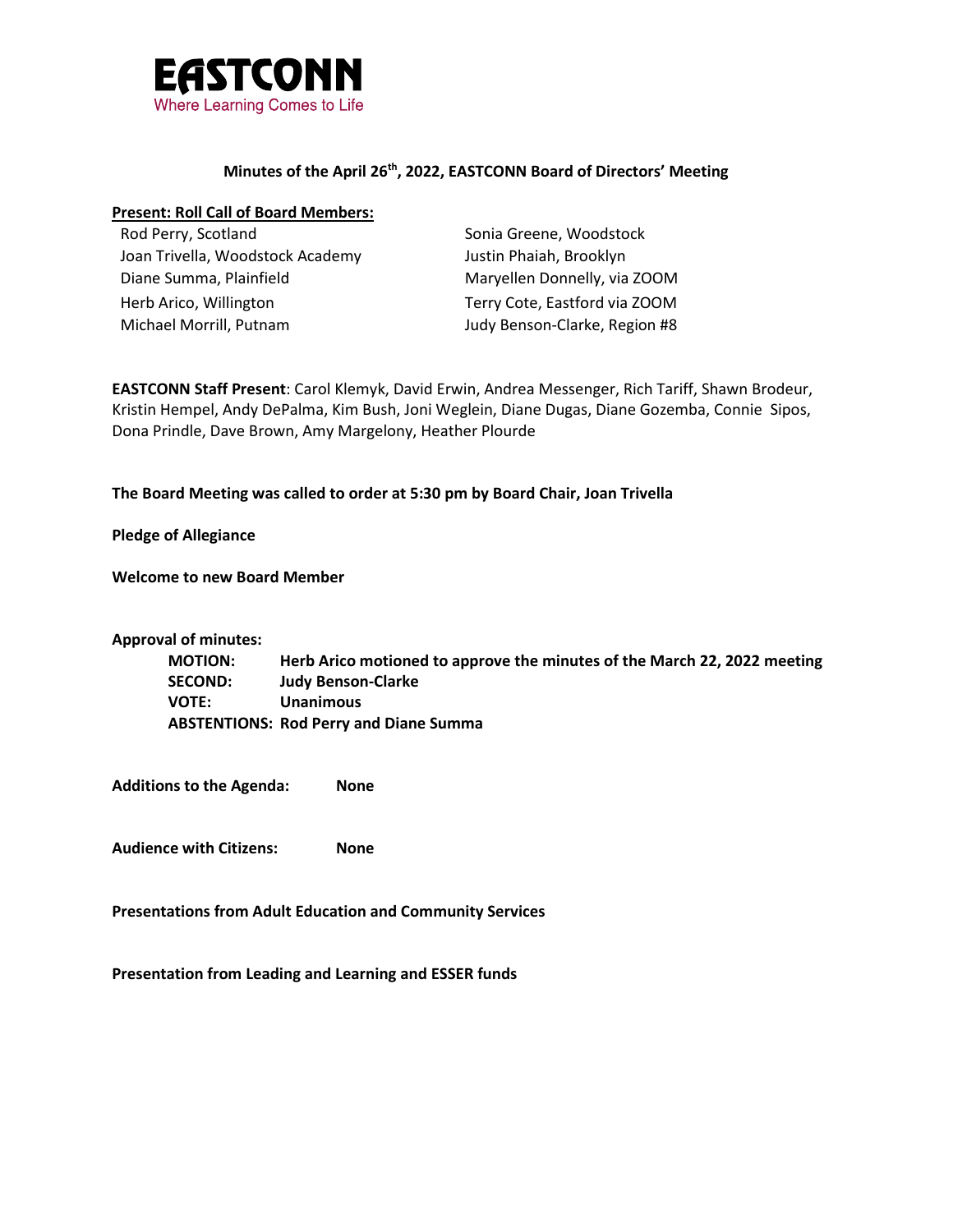**EASTCONN**
Where Learning Comes to Life

## Minutes of the April 26th, 2022, EASTCONN Board of Directors' Meeting

**Present: Roll Call of Board Members:**

Rod Perry, Scotland
Joan Trivella, Woodstock Academy
Diane Summa, Plainfield
Herb Arico, Willington
Michael Morrill, Putnam
Sonia Greene, Woodstock
Justin Phaiah, Brooklyn
Maryellen Donnelly, via ZOOM
Terry Cote, Eastford via ZOOM
Judy Benson-Clarke, Region #8

**EASTCONN Staff Present**: Carol Klemyk, David Erwin, Andrea Messenger, Rich Tariff, Shawn Brodeur, Kristin Hempel, Andy DePalma, Kim Bush, Joni Weglein, Diane Dugas, Diane Gozemba, Connie Sipos, Dona Prindle, Dave Brown, Amy Margelony, Heather Plourde

**The Board Meeting was called to order at 5:30 pm by Board Chair, Joan Trivella**

**Pledge of Allegiance**

**Welcome to new Board Member**

**Approval of minutes:**

**MOTION:** **Herb Arico motioned to approve the minutes of the March 22, 2022 meeting**
**SECOND:** **Judy Benson-Clarke**
**VOTE:** **Unanimous**
**ABSTENTIONS: Rod Perry and Diane Summa**

**Additions to the Agenda:** **None**

**Audience with Citizens:** **None**

**Presentations from Adult Education and Community Services**

**Presentation from Leading and Learning and ESSER funds**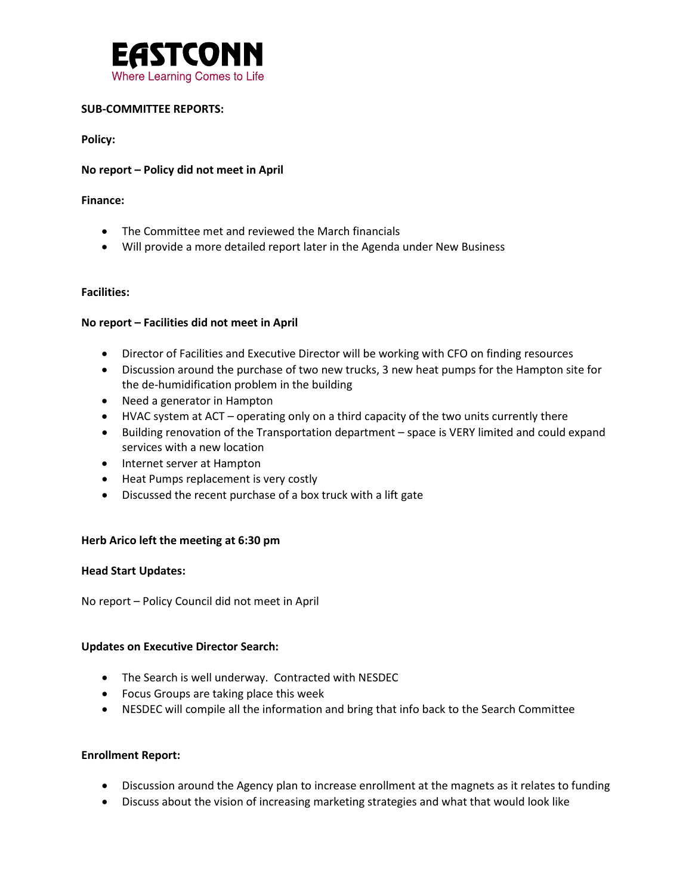**EASTCONN**
Where Learning Comes to Life

**SUB-COMMITTEE REPORTS:**

**Policy:**

**No report – Policy did not meet in April**

**Finance:**

- The Committee met and reviewed the March financials
- Will provide a more detailed report later in the Agenda under New Business

**Facilities:**

**No report – Facilities did not meet in April**

- Director of Facilities and Executive Director will be working with CFO on finding resources
- Discussion around the purchase of two new trucks, 3 new heat pumps for the Hampton site for the de-humidification problem in the building
- Need a generator in Hampton
- HVAC system at ACT – operating only on a third capacity of the two units currently there
- Building renovation of the Transportation department – space is VERY limited and could expand services with a new location
- Internet server at Hampton
- Heat Pumps replacement is very costly
- Discussed the recent purchase of a box truck with a lift gate

**Herb Arico left the meeting at 6:30 pm**

**Head Start Updates:**

No report – Policy Council did not meet in April

**Updates on Executive Director Search:**

- The Search is well underway. Contracted with NESDEC
- Focus Groups are taking place this week
- NESDEC will compile all the information and bring that info back to the Search Committee

**Enrollment Report:**

- Discussion around the Agency plan to increase enrollment at the magnets as it relates to funding
- Discuss about the vision of increasing marketing strategies and what that would look like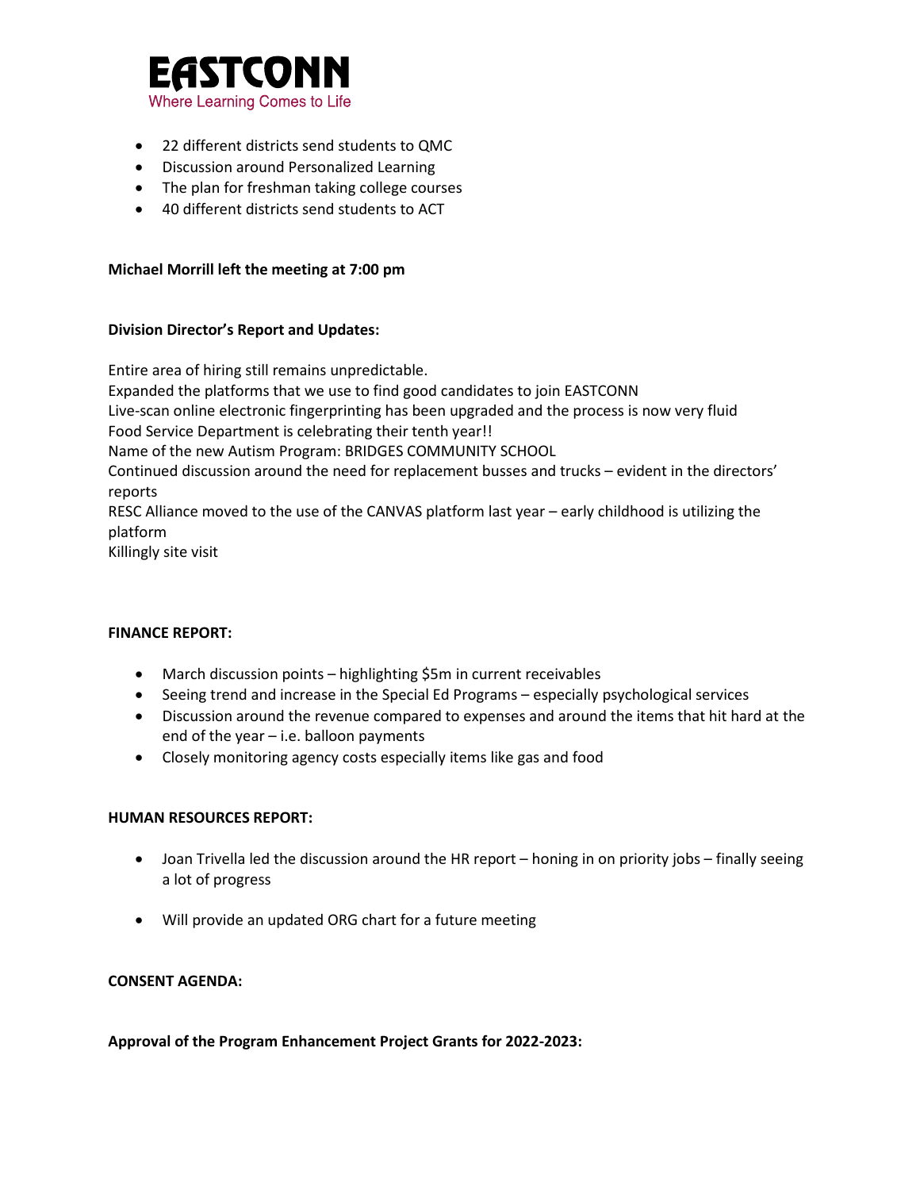- 22 different districts send students to QMC
- Discussion around Personalized Learning
- The plan for freshman taking college courses
- 40 different districts send students to ACT

**Michael Morrill left the meeting at 7:00 pm**

**Division Director's Report and Updates:**

Entire area of hiring still remains unpredictable.
Expanded the platforms that we use to find good candidates to join EASTCONN
Live-scan online electronic fingerprinting has been upgraded and the process is now very fluid
Food Service Department is celebrating their tenth year!!
Name of the new Autism Program: BRIDGES COMMUNITY SCHOOL
Continued discussion around the need for replacement busses and trucks – evident in the directors' reports
RESC Alliance moved to the use of the CANVAS platform last year – early childhood is utilizing the platform
Killingly site visit

**FINANCE REPORT:**

- March discussion points – highlighting $5m in current receivables
- Seeing trend and increase in the Special Ed Programs – especially psychological services
- Discussion around the revenue compared to expenses and around the items that hit hard at the end of the year – i.e. balloon payments
- Closely monitoring agency costs especially items like gas and food

**HUMAN RESOURCES REPORT:**

- Joan Trivella led the discussion around the HR report – honing in on priority jobs – finally seeing a lot of progress
- Will provide an updated ORG chart for a future meeting

**CONSENT AGENDA:**

**Approval of the Program Enhancement Project Grants for 2022-2023:**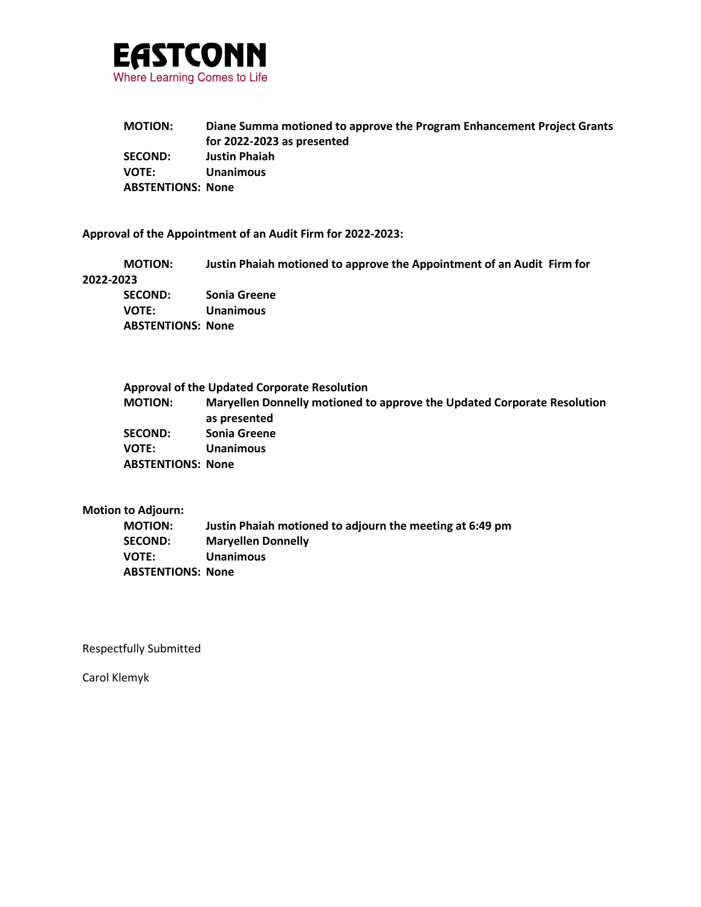**EASTCONN**
Where Learning Comes to Life

**MOTION:** Diane Summa motioned to approve the Program Enhancement Project Grants for 2022-2023 as presented
**SECOND:** Justin Phaiah
**VOTE:** Unanimous
**ABSTENTIONS:** None

**Approval of the Appointment of an Audit Firm for 2022-2023:**

**MOTION:** Justin Phaiah motioned to approve the Appointment of an Audit Firm for 2022-2023
**SECOND:** Sonia Greene
**VOTE:** Unanimous
**ABSTENTIONS:** None

**Approval of the Updated Corporate Resolution**
**MOTION:** Maryellen Donnelly motioned to approve the Updated Corporate Resolution as presented
**SECOND:** Sonia Greene
**VOTE:** Unanimous
**ABSTENTIONS:** None

**Motion to Adjourn:**
**MOTION:** Justin Phaiah motioned to adjourn the meeting at 6:49 pm
**SECOND:** Maryellen Donnelly
**VOTE:** Unanimous
**ABSTENTIONS:** None

Respectfully Submitted

Carol Klemyk